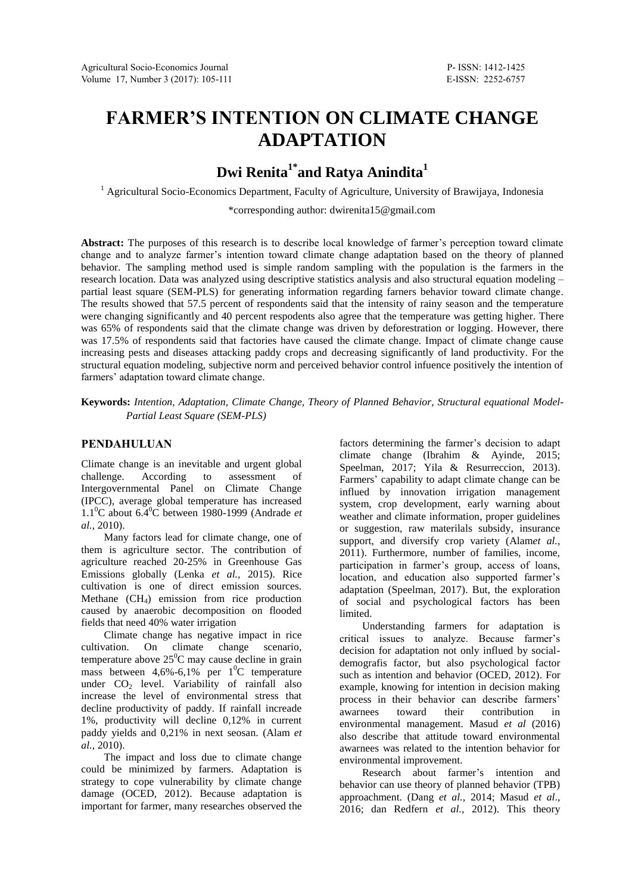# FARMER'S INTENTION ON CLIMATE CHANGE ADAPTATION

## Dwi Renita[1*] and Ratya Anindita[1]

[1] Agricultural Socio-Economics Department, Faculty of Agriculture, University of Brawijaya, Indonesia

*corresponding author: dwirenita15@gmail.com

**Abstract:** The purposes of this research is to describe local knowledge of farmer's perception toward climate change and to analyze farmer's intention toward climate change adaptation based on the theory of planned behavior. The sampling method used is simple random sampling with the population is the farmers in the research location. Data was analyzed using descriptive statistics analysis and also structural equation modeling – partial least square (SEM-PLS) for generating information regarding farners behavior toward climate change. The results showed that 57.5 percent of respondents said that the intensity of rainy season and the temperature were changing significantly and 40 percent respodents also agree that the temperature was getting higher. There was 65% of respondents said that the climate change was driven by deforestration or logging. However, there was 17.5% of respondents said that factories have caused the climate change. Impact of climate change cause increasing pests and diseases attacking paddy crops and decreasing significantly of land productivity. For the structural equation modeling, subjective norm and perceived behavior control infuence positively the intention of farmers' adaptation toward climate change.

**Keywords:** *Intention, Adaptation, Climate Change, Theory of Planned Behavior, Structural equational Model-Partial Least Square (SEM-PLS)*

## PENDAHULUAN

Climate change is an inevitable and urgent global challenge. According to assessment of Intergovernmental Panel on Climate Change (IPCC), average global temperature has increased $1.1^{0}C$ about $6.4^{0}C$ between 1980-1999 (Andrade *et al.,* 2010).

Many factors lead for climate change, one of them is agriculture sector. The contribution of agriculture reached 20-25% in Greenhouse Gas Emissions globally (Lenka *et al.,* 2015). Rice cultivation is one of direct emission sources. Methane ($CH_4$) emission from rice production caused by anaerobic decomposition on flooded fields that need 40% water irrigation

Climate change has negative impact in rice cultivation. On climate change scenario, temperature above $25^{0}C$ may cause decline in grain mass between 4,6%-6,1% per $1^{0}C$ temperature under $CO_2$ level. Variability of rainfall also increase the level of environmental stress that decline productivity of paddy. If rainfall increade 1%, productivity will decline 0,12% in current paddy yields and 0,21% in next seosan. (Alam *et al.,* 2010).

The impact and loss due to climate change could be minimized by farmers. Adaptation is strategy to cope vulnerability by climate change damage (OCED, 2012). Because adaptation is important for farmer, many researches observed the factors determining the farmer's decision to adapt climate change (Ibrahim & Ayinde, 2015; Speelman, 2017; Yila & Resurreccion, 2013). Farmers' capability to adapt climate change can be influed by innovation irrigation management system, crop development, early warning about weather and climate information, proper guidelines or suggestion, raw materilals subsidy, insurance support, and diversify crop variety (Alam*et al.,* 2011). Furthermore, number of families, income, participation in farmer's group, access of loans, location, and education also supported farmer's adaptation (Speelman, 2017). But, the exploration of social and psychological factors has been limited.

Understanding farmers for adaptation is critical issues to analyze. Because farmer's decision for adaptation not only influed by social-demografis factor, but also psychological factor such as intention and behavior (OCED, 2012). For example, knowing for intention in decision making process in their behavior can describe farmers' awarnees toward their contribution in environmental management. Masud *et al* (2016) also describe that attitude toward environmental awarnees was related to the intention behavior for environmental improvement.

Research about farmer's intention and behavior can use theory of planned behavior (TPB) approachment. (Dang *et al.,* 2014; Masud *et al*., 2016; dan Redfern *et al.,* 2012). This theory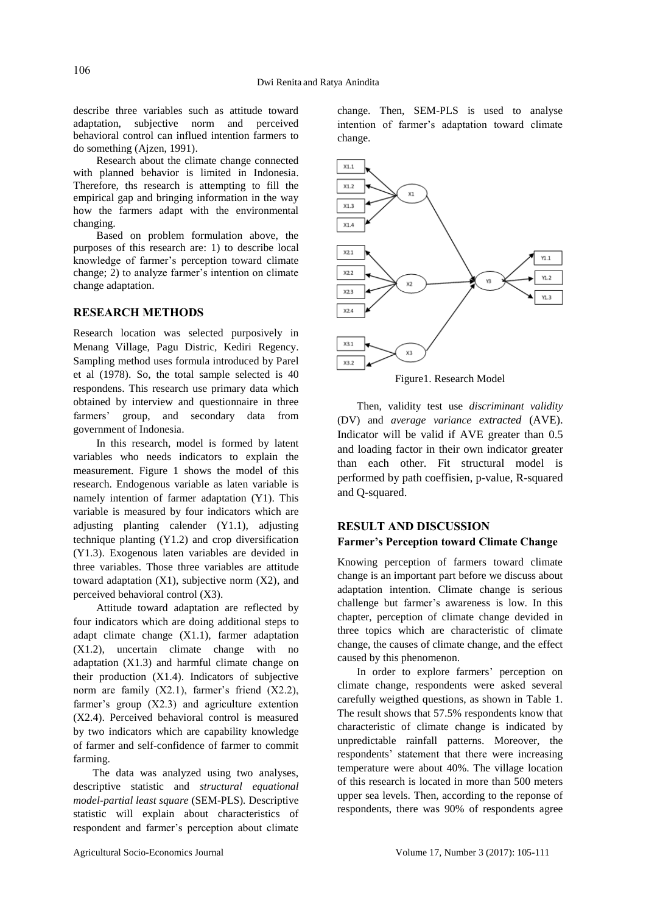describe three variables such as attitude toward adaptation, subjective norm and perceived behavioral control can influed intention farmers to do something (Ajzen, 1991).

Research about the climate change connected with planned behavior is limited in Indonesia. Therefore, ths research is attempting to fill the empirical gap and bringing information in the way how the farmers adapt with the environmental changing.

Based on problem formulation above, the purposes of this research are: 1) to describe local knowledge of farmer's perception toward climate change; 2) to analyze farmer's intention on climate change adaptation.

## RESEARCH METHODS

Research location was selected purposively in Menang Village, Pagu Distric, Kediri Regency. Sampling method uses formula introduced by Parel et al (1978). So, the total sample selected is 40 respondens. This research use primary data which obtained by interview and questionnaire in three farmers' group, and secondary data from government of Indonesia.

In this research, model is formed by latent variables who needs indicators to explain the measurement. Figure 1 shows the model of this research. Endogenous variable as laten variable is namely intention of farmer adaptation (Y1). This variable is measured by four indicators which are adjusting planting calender (Y1.1), adjusting technique planting (Y1.2) and crop diversification (Y1.3). Exogenous laten variables are devided in three variables. Those three variables are attitude toward adaptation (X1), subjective norm (X2), and perceived behavioral control (X3).

Attitude toward adaptation are reflected by four indicators which are doing additional steps to adapt climate change (X1.1), farmer adaptation (X1.2), uncertain climate change with no adaptation (X1.3) and harmful climate change on their production (X1.4). Indicators of subjective norm are family (X2.1), farmer's friend (X2.2), farmer's group (X2.3) and agriculture extention (X2.4). Perceived behavioral control is measured by two indicators which are capability knowledge of farmer and self-confidence of farmer to commit farming.

The data was analyzed using two analyses, descriptive statistic and *structural equational model-partial least square* (SEM-PLS). Descriptive statistic will explain about characteristics of respondent and farmer's perception about climate change. Then, SEM-PLS is used to analyse intention of farmer's adaptation toward climate change.

Figure1. Research Model

Then, validity test use *discriminant validity* (DV) and *average variance extracted* (AVE). Indicator will be valid if AVE greater than 0.5 and loading factor in their own indicator greater than each other. Fit structural model is performed by path coeffisien, p-value, R-squared and Q-squared.

## RESULT AND DISCUSSION

### Farmer's Perception toward Climate Change

Knowing perception of farmers toward climate change is an important part before we discuss about adaptation intention. Climate change is serious challenge but farmer's awareness is low. In this chapter, perception of climate change devided in three topics which are characteristic of climate change, the causes of climate change, and the effect caused by this phenomenon.

In order to explore farmers' perception on climate change, respondents were asked several carefully weigthed questions, as shown in Table 1. The result shows that 57.5% respondents know that characteristic of climate change is indicated by unpredictable rainfall patterns. Moreover, the respondents' statement that there were increasing temperature were about 40%. The village location of this research is located in more than 500 meters upper sea levels. Then, according to the reponse of respondents, there was 90% of respondents agree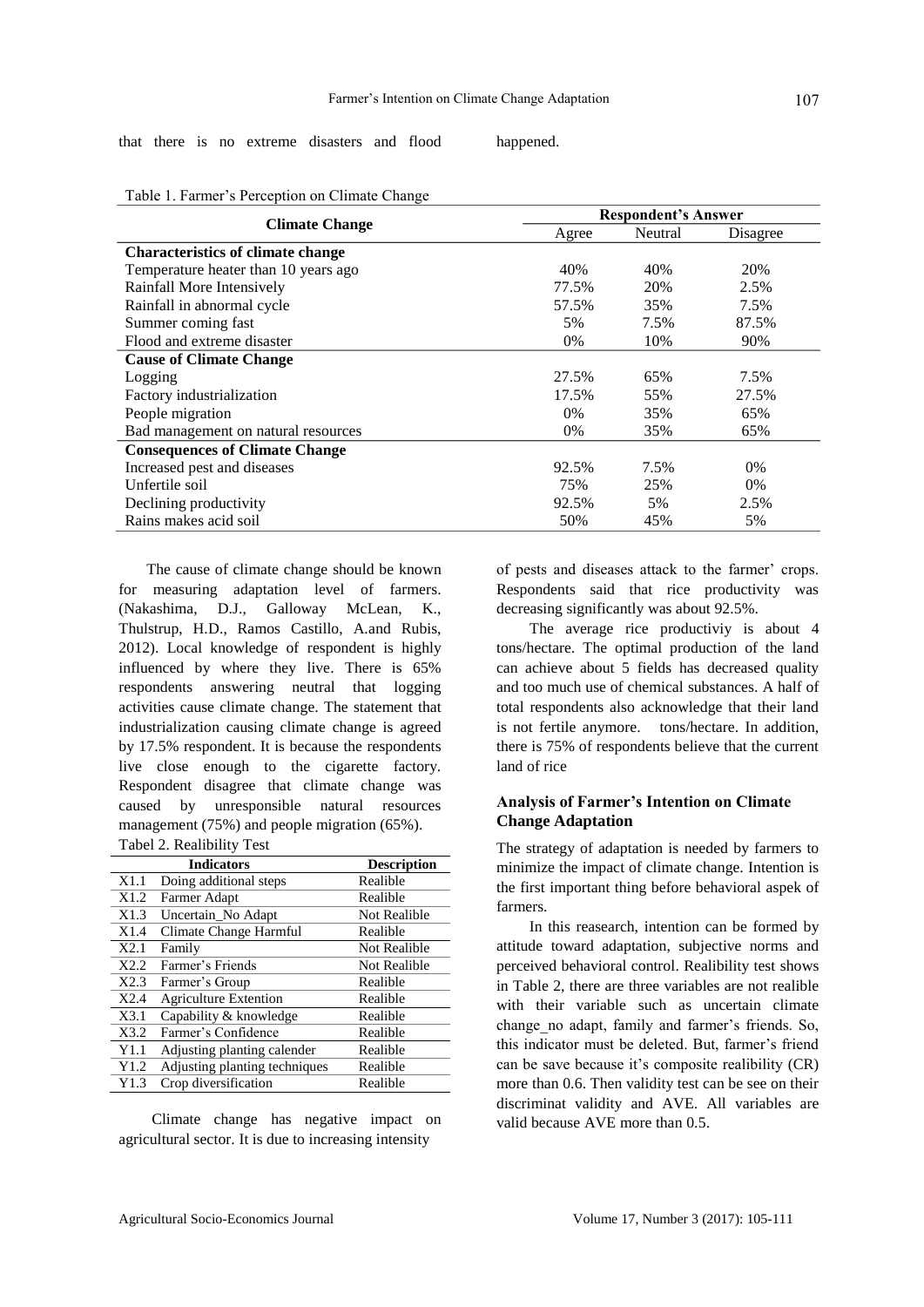that there is no extreme disasters and flood happened.

Table 1. Farmer's Perception on Climate Change

| Climate Change | Respondent's Answer | | |
|---|---|---|---|
| | Agree | Neutral | Disagree |
| **Characteristics of climate change** | | | |
| Temperature heater than 10 years ago | 40% | 40% | 20% |
| Rainfall More Intensively | 77.5% | 20% | 2.5% |
| Rainfall in abnormal cycle | 57.5% | 35% | 7.5% |
| Summer coming fast | 5% | 7.5% | 87.5% |
| Flood and extreme disaster | 0% | 10% | 90% |
| **Cause of Climate Change** | | | |
| Logging | 27.5% | 65% | 7.5% |
| Factory industrialization | 17.5% | 55% | 27.5% |
| People migration | 0% | 35% | 65% |
| Bad management on natural resources | 0% | 35% | 65% |
| **Consequences of Climate Change** | | | |
| Increased pest and diseases | 92.5% | 7.5% | 0% |
| Unfertile soil | 75% | 25% | 0% |
| Declining productivity | 92.5% | 5% | 2.5% |
| Rains makes acid soil | 50% | 45% | 5% |

The cause of climate change should be known for measuring adaptation level of farmers. (Nakashima, D.J., Galloway McLean, K., Thulstrup, H.D., Ramos Castillo, A.and Rubis, 2012). Local knowledge of respondent is highly influenced by where they live. There is 65% respondents answering neutral that logging activities cause climate change. The statement that industrialization causing climate change is agreed by 17.5% respondent. It is because the respondents live close enough to the cigarette factory. Respondent disagree that climate change was caused by unresponsible natural resources management (75%) and people migration (65%).

Tabel 2. Realibility Test

| | Indicators | Description |
|---|---|---|
| X1.1 | Doing additional steps | Realible |
| X1.2 | Farmer Adapt | Realible |
| X1.3 | Uncertain_No Adapt | Not Realible |
| X1.4 | Climate Change Harmful | Realible |
| X2.1 | Family | Not Realible |
| X2.2 | Farmer's Friends | Not Realible |
| X2.3 | Farmer's Group | Realible |
| X2.4 | Agriculture Extention | Realible |
| X3.1 | Capability & knowledge | Realible |
| X3.2 | Farmer's Confidence | Realible |
| Y1.1 | Adjusting planting calender | Realible |
| Y1.2 | Adjusting planting techniques | Realible |
| Y1.3 | Crop diversification | Realible |

Climate change has negative impact on agricultural sector. It is due to increasing intensity of pests and diseases attack to the farmer' crops. Respondents said that rice productivity was decreasing significantly was about 92.5%.

The average rice productiviy is about 4 tons/hectare. The optimal production of the land can achieve about 5 fields has decreased quality and too much use of chemical substances. A half of total respondents also acknowledge that their land is not fertile anymore. tons/hectare. In addition, there is 75% of respondents believe that the current land of rice

### Analysis of Farmer's Intention on Climate Change Adaptation

The strategy of adaptation is needed by farmers to minimize the impact of climate change. Intention is the first important thing before behavioral aspek of farmers.

In this reasearch, intention can be formed by attitude toward adaptation, subjective norms and perceived behavioral control. Realibility test shows in Table 2, there are three variables are not realible with their variable such as uncertain climate change_no adapt, family and farmer's friends. So, this indicator must be deleted. But, farmer's friend can be save because it's composite realibility (CR) more than 0.6. Then validity test can be see on their discriminat validity and AVE. All variables are valid because AVE more than 0.5.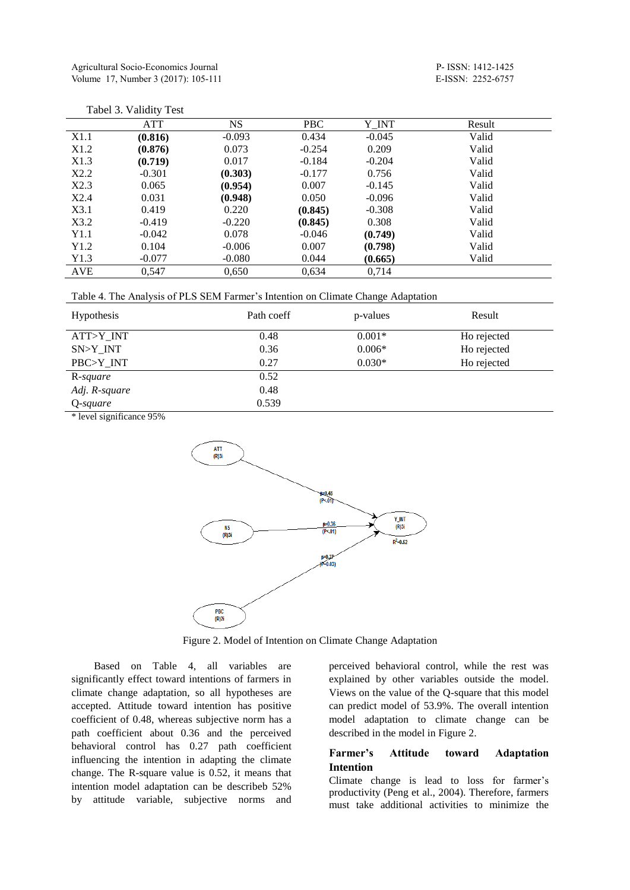Tabel 3. Validity Test

| | ATT | NS | PBC | Y_INT | Result |
|---|---|---|---|---|---|
| X1.1 | **(0.816)** | -0.093 | 0.434 | -0.045 | Valid |
| X1.2 | **(0.876)** | 0.073 | -0.254 | 0.209 | Valid |
| X1.3 | **(0.719)** | 0.017 | -0.184 | -0.204 | Valid |
| X2.2 | -0.301 | **(0.303)** | -0.177 | 0.756 | Valid |
| X2.3 | 0.065 | **(0.954)** | 0.007 | -0.145 | Valid |
| X2.4 | 0.031 | **(0.948)** | 0.050 | -0.096 | Valid |
| X3.1 | 0.419 | 0.220 | **(0.845)** | -0.308 | Valid |
| X3.2 | -0.419 | -0.220 | **(0.845)** | 0.308 | Valid |
| Y1.1 | -0.042 | 0.078 | -0.046 | **(0.749)** | Valid |
| Y1.2 | 0.104 | -0.006 | 0.007 | **(0.798)** | Valid |
| Y1.3 | -0.077 | -0.080 | 0.044 | **(0.665)** | Valid |
| AVE | 0,547 | 0,650 | 0,634 | 0,714 | |

Table 4. The Analysis of PLS SEM Farmer's Intention on Climate Change Adaptation

| Hypothesis | Path coeff | p-values | Result |
|---|---|---|---|
| ATT>Y_INT | 0.48 | 0.001* | Ho rejected |
| SN>Y_INT | 0.36 | 0.006* | Ho rejected |
| PBC>Y_INT | 0.27 | 0.030* | Ho rejected |
| R-*square* | 0.52 | | |
| *Adj. R-square* | 0.48 | | |
| Q-*square* | 0.539 | | |

\* level significance 95%

Figure 2. Model of Intention on Climate Change Adaptation

Based on Table 4, all variables are significantly effect toward intentions of farmers in climate change adaptation, so all hypotheses are accepted. Attitude toward intention has positive coefficient of 0.48, whereas subjective norm has a path coefficient about 0.36 and the perceived behavioral control has 0.27 path coefficient influencing the intention in adapting the climate change. The R-square value is 0.52, it means that intention model adaptation can be describeb 52% by attitude variable, subjective norms and perceived behavioral control, while the rest was explained by other variables outside the model. Views on the value of the Q-square that this model can predict model of 53.9%. The overall intention model adaptation to climate change can be described in the model in Figure 2.

### Farmer's Attitude toward Adaptation Intention

Climate change is lead to loss for farmer's productivity (Peng et al., 2004). Therefore, farmers must take additional activities to minimize the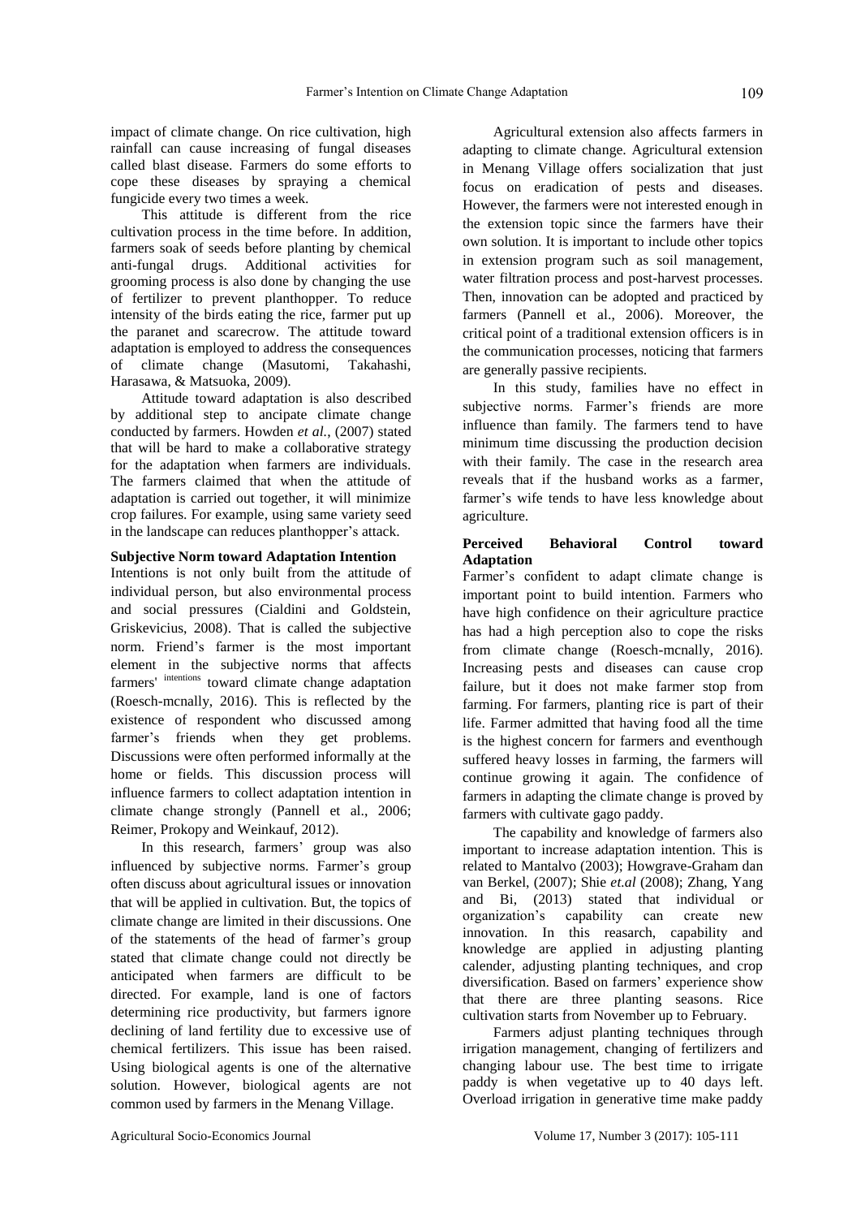impact of climate change. On rice cultivation, high rainfall can cause increasing of fungal diseases called blast disease. Farmers do some efforts to cope these diseases by spraying a chemical fungicide every two times a week.

This attitude is different from the rice cultivation process in the time before. In addition, farmers soak of seeds before planting by chemical anti-fungal drugs. Additional activities for grooming process is also done by changing the use of fertilizer to prevent planthopper. To reduce intensity of the birds eating the rice, farmer put up the paranet and scarecrow. The attitude toward adaptation is employed to address the consequences of climate change (Masutomi, Takahashi, Harasawa, & Matsuoka, 2009).

Attitude toward adaptation is also described by additional step to ancipate climate change conducted by farmers. Howden *et al.*, (2007) stated that will be hard to make a collaborative strategy for the adaptation when farmers are individuals. The farmers claimed that when the attitude of adaptation is carried out together, it will minimize crop failures. For example, using same variety seed in the landscape can reduces planthopper's attack.

**Subjective Norm toward Adaptation Intention**

Intentions is not only built from the attitude of individual person, but also environmental process and social pressures (Cialdini and Goldstein, Griskevicius, 2008). That is called the subjective norm. Friend's farmer is the most important element in the subjective norms that affects farmers' [intentions] toward climate change adaptation (Roesch-mcnally, 2016). This is reflected by the existence of respondent who discussed among farmer's friends when they get problems. Discussions were often performed informally at the home or fields. This discussion process will influence farmers to collect adaptation intention in climate change strongly (Pannell et al., 2006; Reimer, Prokopy and Weinkauf, 2012).

In this research, farmers' group was also influenced by subjective norms. Farmer's group often discuss about agricultural issues or innovation that will be applied in cultivation. But, the topics of climate change are limited in their discussions. One of the statements of the head of farmer's group stated that climate change could not directly be anticipated when farmers are difficult to be directed. For example, land is one of factors determining rice productivity, but farmers ignore declining of land fertility due to excessive use of chemical fertilizers. This issue has been raised. Using biological agents is one of the alternative solution. However, biological agents are not common used by farmers in the Menang Village.

Agricultural extension also affects farmers in adapting to climate change. Agricultural extension in Menang Village offers socialization that just focus on eradication of pests and diseases. However, the farmers were not interested enough in the extension topic since the farmers have their own solution. It is important to include other topics in extension program such as soil management, water filtration process and post-harvest processes. Then, innovation can be adopted and practiced by farmers (Pannell et al., 2006). Moreover, the critical point of a traditional extension officers is in the communication processes, noticing that farmers are generally passive recipients.

In this study, families have no effect in subjective norms. Farmer's friends are more influence than family. The farmers tend to have minimum time discussing the production decision with their family. The case in the research area reveals that if the husband works as a farmer, farmer's wife tends to have less knowledge about agriculture.

**Perceived Behavioral Control toward Adaptation**

Farmer's confident to adapt climate change is important point to build intention. Farmers who have high confidence on their agriculture practice has had a high perception also to cope the risks from climate change (Roesch-mcnally, 2016). Increasing pests and diseases can cause crop failure, but it does not make farmer stop from farming. For farmers, planting rice is part of their life. Farmer admitted that having food all the time is the highest concern for farmers and eventhough suffered heavy losses in farming, the farmers will continue growing it again. The confidence of farmers in adapting the climate change is proved by farmers with cultivate gago paddy.

The capability and knowledge of farmers also important to increase adaptation intention. This is related to Mantalvo (2003); Howgrave-Graham dan van Berkel, (2007); Shie *et.al* (2008); Zhang, Yang and Bi, (2013) stated that individual or organization's capability can create new innovation. In this reasarch, capability and knowledge are applied in adjusting planting calender, adjusting planting techniques, and crop diversification. Based on farmers' experience show that there are three planting seasons. Rice cultivation starts from November up to February.

Farmers adjust planting techniques through irrigation management, changing of fertilizers and changing labour use. The best time to irrigate paddy is when vegetative up to 40 days left. Overload irrigation in generative time make paddy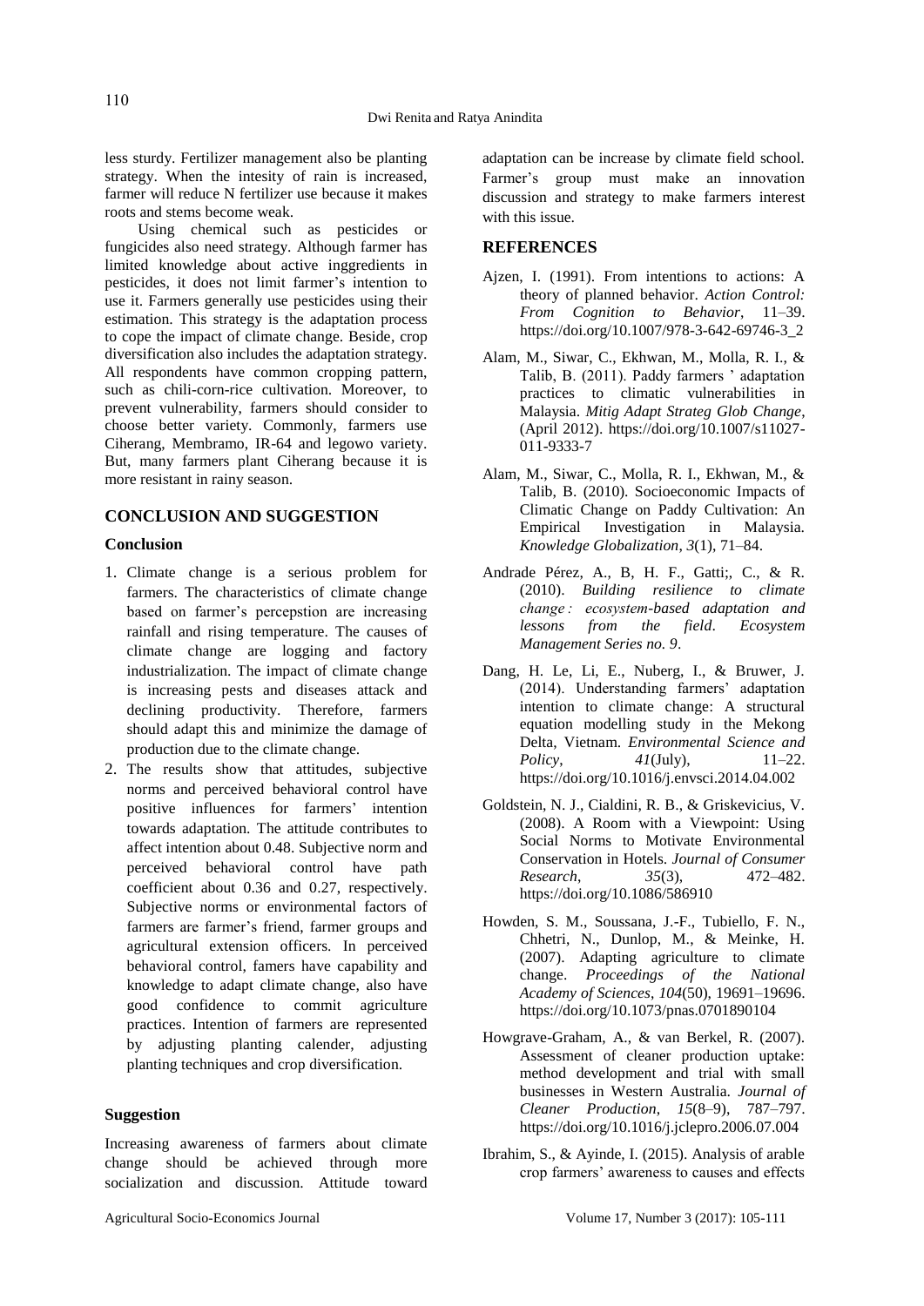less sturdy. Fertilizer management also be planting strategy. When the intesity of rain is increased, farmer will reduce N fertilizer use because it makes roots and stems become weak.

Using chemical such as pesticides or fungicides also need strategy. Although farmer has limited knowledge about active inggredients in pesticides, it does not limit farmer's intention to use it. Farmers generally use pesticides using their estimation. This strategy is the adaptation process to cope the impact of climate change. Beside, crop diversification also includes the adaptation strategy. All respondents have common cropping pattern, such as chili-corn-rice cultivation. Moreover, to prevent vulnerability, farmers should consider to choose better variety. Commonly, farmers use Ciherang, Membramo, IR-64 and legowo variety. But, many farmers plant Ciherang because it is more resistant in rainy season.

## CONCLUSION AND SUGGESTION

### Conclusion

1. Climate change is a serious problem for farmers. The characteristics of climate change based on farmer's percepstion are increasing rainfall and rising temperature. The causes of climate change are logging and factory industrialization. The impact of climate change is increasing pests and diseases attack and declining productivity. Therefore, farmers should adapt this and minimize the damage of production due to the climate change.
2. The results show that attitudes, subjective norms and perceived behavioral control have positive influences for farmers' intention towards adaptation. The attitude contributes to affect intention about 0.48. Subjective norm and perceived behavioral control have path coefficient about 0.36 and 0.27, respectively. Subjective norms or environmental factors of farmers are farmer's friend, farmer groups and agricultural extension officers. In perceived behavioral control, famers have capability and knowledge to adapt climate change, also have good confidence to commit agriculture practices. Intention of farmers are represented by adjusting planting calender, adjusting planting techniques and crop diversification.

### Suggestion

Increasing awareness of farmers about climate change should be achieved through more socialization and discussion. Attitude toward adaptation can be increase by climate field school. Farmer's group must make an innovation discussion and strategy to make farmers interest with this issue.

## REFERENCES

Ajzen, I. (1991). From intentions to actions: A theory of planned behavior. *Action Control: From Cognition to Behavior*, 11–39. https://doi.org/10.1007/978-3-642-69746-3_2

Alam, M., Siwar, C., Ekhwan, M., Molla, R. I., & Talib, B. (2011). Paddy farmers ' adaptation practices to climatic vulnerabilities in Malaysia. *Mitig Adapt Strateg Glob Change*, (April 2012). https://doi.org/10.1007/s11027-011-9333-7

Alam, M., Siwar, C., Molla, R. I., Ekhwan, M., & Talib, B. (2010). Socioeconomic Impacts of Climatic Change on Paddy Cultivation: An Empirical Investigation in Malaysia. *Knowledge Globalization*, *3*(1), 71–84.

Andrade Pérez, A., B, H. F., Gatti;, C., & R. (2010). *Building resilience to climate change：ecosystem-based adaptation and lessons from the field*. *Ecosystem Management Series no. 9*.

Dang, H. Le, Li, E., Nuberg, I., & Bruwer, J. (2014). Understanding farmers' adaptation intention to climate change: A structural equation modelling study in the Mekong Delta, Vietnam. *Environmental Science and Policy*, *41*(July), 11–22. https://doi.org/10.1016/j.envsci.2014.04.002

Goldstein, N. J., Cialdini, R. B., & Griskevicius, V. (2008). A Room with a Viewpoint: Using Social Norms to Motivate Environmental Conservation in Hotels. *Journal of Consumer Research*, *35*(3), 472–482. https://doi.org/10.1086/586910

Howden, S. M., Soussana, J.-F., Tubiello, F. N., Chhetri, N., Dunlop, M., & Meinke, H. (2007). Adapting agriculture to climate change. *Proceedings of the National Academy of Sciences*, *104*(50), 19691–19696. https://doi.org/10.1073/pnas.0701890104

Howgrave-Graham, A., & van Berkel, R. (2007). Assessment of cleaner production uptake: method development and trial with small businesses in Western Australia. *Journal of Cleaner Production*, *15*(8–9), 787–797. https://doi.org/10.1016/j.jclepro.2006.07.004

Ibrahim, S., & Ayinde, I. (2015). Analysis of arable crop farmers' awareness to causes and effects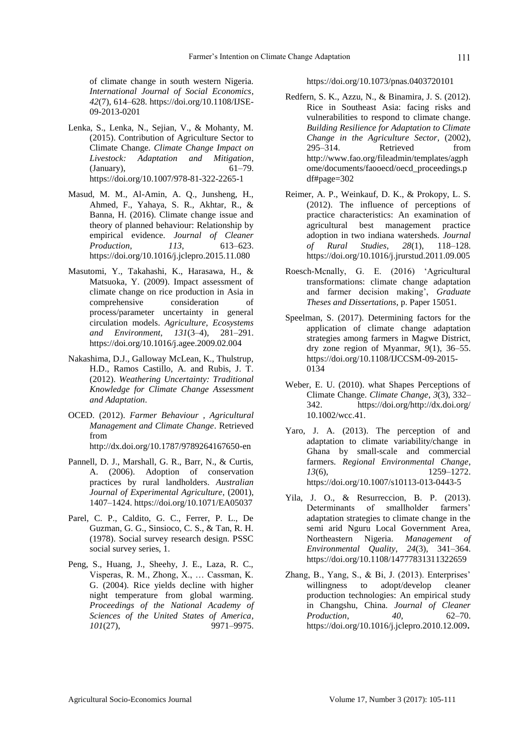of climate change in south western Nigeria. *International Journal of Social Economics*, *42*(7), 614–628. https://doi.org/10.1108/IJSE-09-2013-0201

Lenka, S., Lenka, N., Sejian, V., & Mohanty, M. (2015). Contribution of Agriculture Sector to Climate Change. *Climate Change Impact on Livestock: Adaptation and Mitigation*, (January), 61–79. https://doi.org/10.1007/978-81-322-2265-1

Masud, M. M., Al-Amin, A. Q., Junsheng, H., Ahmed, F., Yahaya, S. R., Akhtar, R., & Banna, H. (2016). Climate change issue and theory of planned behaviour: Relationship by empirical evidence. *Journal of Cleaner Production*, *113*, 613–623. https://doi.org/10.1016/j.jclepro.2015.11.080

Masutomi, Y., Takahashi, K., Harasawa, H., & Matsuoka, Y. (2009). Impact assessment of climate change on rice production in Asia in comprehensive consideration of process/parameter uncertainty in general circulation models. *Agriculture, Ecosystems and Environment*, *131*(3–4), 281–291. https://doi.org/10.1016/j.agee.2009.02.004

Nakashima, D.J., Galloway McLean, K., Thulstrup, H.D., Ramos Castillo, A. and Rubis, J. T. (2012). *Weathering Uncertainty: Traditional Knowledge for Climate Change Assessment and Adaptation*.

OCED. (2012). *Farmer Behaviour , Agricultural Management and Climate Change*. Retrieved from http://dx.doi.org/10.1787/9789264167650-en

Pannell, D. J., Marshall, G. R., Barr, N., & Curtis, A. (2006). Adoption of conservation practices by rural landholders. *Australian Journal of Experimental Agriculture*, (2001), 1407–1424. https://doi.org/10.1071/EA05037

Parel, C. P., Caldito, G. C., Ferrer, P. L., De Guzman, G. G., Sinsioco, C. S., & Tan, R. H. (1978). Social survey research design. PSSC social survey series, 1.

Peng, S., Huang, J., Sheehy, J. E., Laza, R. C., Visperas, R. M., Zhong, X., … Cassman, K. G. (2004). Rice yields decline with higher night temperature from global warming. *Proceedings of the National Academy of Sciences of the United States of America*, *101*(27), 9971–9975. https://doi.org/10.1073/pnas.0403720101

Redfern, S. K., Azzu, N., & Binamira, J. S. (2012). Rice in Southeast Asia: facing risks and vulnerabilities to respond to climate change. *Building Resilience for Adaptation to Climate Change in the Agriculture Sector*, (2002), 295–314. Retrieved from http://www.fao.org/fileadmin/templates/agphome/documents/faooecd/oecd_proceedings.pdf#page=302

Reimer, A. P., Weinkauf, D. K., & Prokopy, L. S. (2012). The influence of perceptions of practice characteristics: An examination of agricultural best management practice adoption in two indiana watersheds. *Journal of Rural Studies*, *28*(1), 118–128. https://doi.org/10.1016/j.jrurstud.2011.09.005

Roesch-Mcnally, G. E. (2016) 'Agricultural transformations: climate change adaptation and farmer decision making', *Graduate Theses and Dissertations*, p. Paper 15051.

Speelman, S. (2017). Determining factors for the application of climate change adaptation strategies among farmers in Magwe District, dry zone region of Myanmar, *9*(1), 36–55. https://doi.org/10.1108/IJCCSM-09-2015-0134

Weber, E. U. (2010). what Shapes Perceptions of Climate Change. *Climate Change*, *3*(3), 332–342. https://doi.org/http://dx.doi.org/10.1002/wcc.41.

Yaro, J. A. (2013). The perception of and adaptation to climate variability/change in Ghana by small-scale and commercial farmers. *Regional Environmental Change*, *13*(6), 1259–1272. https://doi.org/10.1007/s10113-013-0443-5

Yila, J. O., & Resurreccion, B. P. (2013). Determinants of smallholder farmers' adaptation strategies to climate change in the semi arid Nguru Local Government Area, Northeastern Nigeria. *Management of Environmental Quality*, *24*(3), 341–364. https://doi.org/10.1108/14777831311322659

Zhang, B., Yang, S., & Bi, J. (2013). Enterprises' willingness to adopt/develop cleaner production technologies: An empirical study in Changshu, China. *Journal of Cleaner Production*, *40*, 62–70. https://doi.org/10.1016/j.jclepro.2010.12.009.